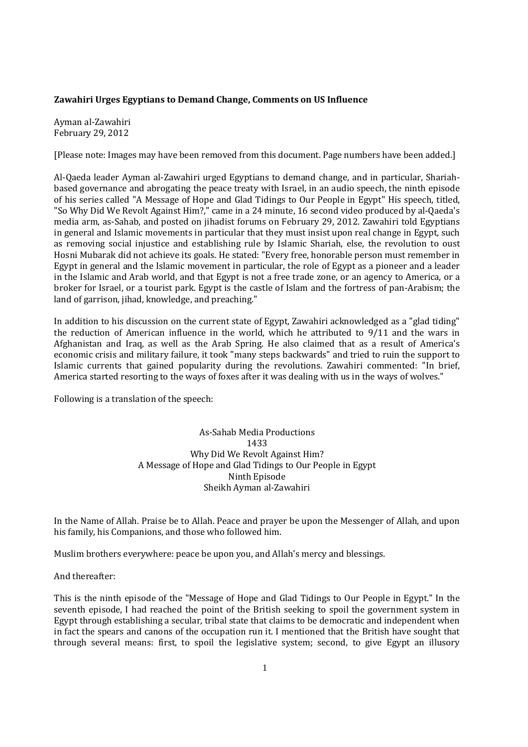**Zawahiri Urges Egyptians to Demand Change, Comments on US Influence**

Ayman al-Zawahiri
February 29, 2012

[Please note: Images may have been removed from this document. Page numbers have been added.]

Al-Qaeda leader Ayman al-Zawahiri urged Egyptians to demand change, and in particular, Shariah-based governance and abrogating the peace treaty with Israel, in an audio speech, the ninth episode of his series called "A Message of Hope and Glad Tidings to Our People in Egypt" His speech, titled, "So Why Did We Revolt Against Him?," came in a 24 minute, 16 second video produced by al-Qaeda's media arm, as-Sahab, and posted on jihadist forums on February 29, 2012. Zawahiri told Egyptians in general and Islamic movements in particular that they must insist upon real change in Egypt, such as removing social injustice and establishing rule by Islamic Shariah, else, the revolution to oust Hosni Mubarak did not achieve its goals. He stated: "Every free, honorable person must remember in Egypt in general and the Islamic movement in particular, the role of Egypt as a pioneer and a leader in the Islamic and Arab world, and that Egypt is not a free trade zone, or an agency to America, or a broker for Israel, or a tourist park. Egypt is the castle of Islam and the fortress of pan-Arabism; the land of garrison, jihad, knowledge, and preaching."

In addition to his discussion on the current state of Egypt, Zawahiri acknowledged as a "glad tiding" the reduction of American influence in the world, which he attributed to 9/11 and the wars in Afghanistan and Iraq, as well as the Arab Spring. He also claimed that as a result of America's economic crisis and military failure, it took "many steps backwards" and tried to ruin the support to Islamic currents that gained popularity during the revolutions. Zawahiri commented: "In brief, America started resorting to the ways of foxes after it was dealing with us in the ways of wolves."

Following is a translation of the speech:

As-Sahab Media Productions
1433
Why Did We Revolt Against Him?
A Message of Hope and Glad Tidings to Our People in Egypt
Ninth Episode
Sheikh Ayman al-Zawahiri

In the Name of Allah. Praise be to Allah. Peace and prayer be upon the Messenger of Allah, and upon his family, his Companions, and those who followed him.

Muslim brothers everywhere: peace be upon you, and Allah's mercy and blessings.

And thereafter:

This is the ninth episode of the "Message of Hope and Glad Tidings to Our People in Egypt." In the seventh episode, I had reached the point of the British seeking to spoil the government system in Egypt through establishing a secular, tribal state that claims to be democratic and independent when in fact the spears and canons of the occupation run it. I mentioned that the British have sought that through several means: first, to spoil the legislative system; second, to give Egypt an illusory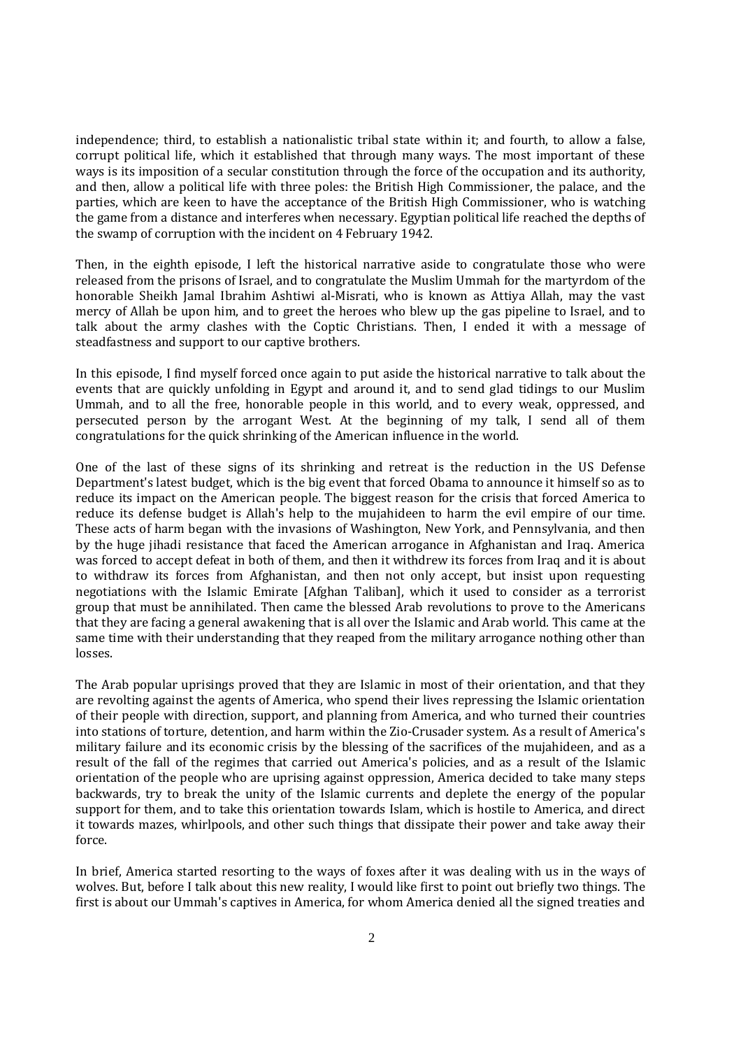independence; third, to establish a nationalistic tribal state within it; and fourth, to allow a false, corrupt political life, which it established that through many ways. The most important of these ways is its imposition of a secular constitution through the force of the occupation and its authority, and then, allow a political life with three poles: the British High Commissioner, the palace, and the parties, which are keen to have the acceptance of the British High Commissioner, who is watching the game from a distance and interferes when necessary. Egyptian political life reached the depths of the swamp of corruption with the incident on 4 February 1942.

Then, in the eighth episode, I left the historical narrative aside to congratulate those who were released from the prisons of Israel, and to congratulate the Muslim Ummah for the martyrdom of the honorable Sheikh Jamal Ibrahim Ashtiwi al-Misrati, who is known as Attiya Allah, may the vast mercy of Allah be upon him, and to greet the heroes who blew up the gas pipeline to Israel, and to talk about the army clashes with the Coptic Christians. Then, I ended it with a message of steadfastness and support to our captive brothers.

In this episode, I find myself forced once again to put aside the historical narrative to talk about the events that are quickly unfolding in Egypt and around it, and to send glad tidings to our Muslim Ummah, and to all the free, honorable people in this world, and to every weak, oppressed, and persecuted person by the arrogant West. At the beginning of my talk, I send all of them congratulations for the quick shrinking of the American influence in the world.

One of the last of these signs of its shrinking and retreat is the reduction in the US Defense Department's latest budget, which is the big event that forced Obama to announce it himself so as to reduce its impact on the American people. The biggest reason for the crisis that forced America to reduce its defense budget is Allah's help to the mujahideen to harm the evil empire of our time. These acts of harm began with the invasions of Washington, New York, and Pennsylvania, and then by the huge jihadi resistance that faced the American arrogance in Afghanistan and Iraq. America was forced to accept defeat in both of them, and then it withdrew its forces from Iraq and it is about to withdraw its forces from Afghanistan, and then not only accept, but insist upon requesting negotiations with the Islamic Emirate [Afghan Taliban], which it used to consider as a terrorist group that must be annihilated. Then came the blessed Arab revolutions to prove to the Americans that they are facing a general awakening that is all over the Islamic and Arab world. This came at the same time with their understanding that they reaped from the military arrogance nothing other than losses.

The Arab popular uprisings proved that they are Islamic in most of their orientation, and that they are revolting against the agents of America, who spend their lives repressing the Islamic orientation of their people with direction, support, and planning from America, and who turned their countries into stations of torture, detention, and harm within the Zio-Crusader system. As a result of America's military failure and its economic crisis by the blessing of the sacrifices of the mujahideen, and as a result of the fall of the regimes that carried out America's policies, and as a result of the Islamic orientation of the people who are uprising against oppression, America decided to take many steps backwards, try to break the unity of the Islamic currents and deplete the energy of the popular support for them, and to take this orientation towards Islam, which is hostile to America, and direct it towards mazes, whirlpools, and other such things that dissipate their power and take away their force.

In brief, America started resorting to the ways of foxes after it was dealing with us in the ways of wolves. But, before I talk about this new reality, I would like first to point out briefly two things. The first is about our Ummah's captives in America, for whom America denied all the signed treaties and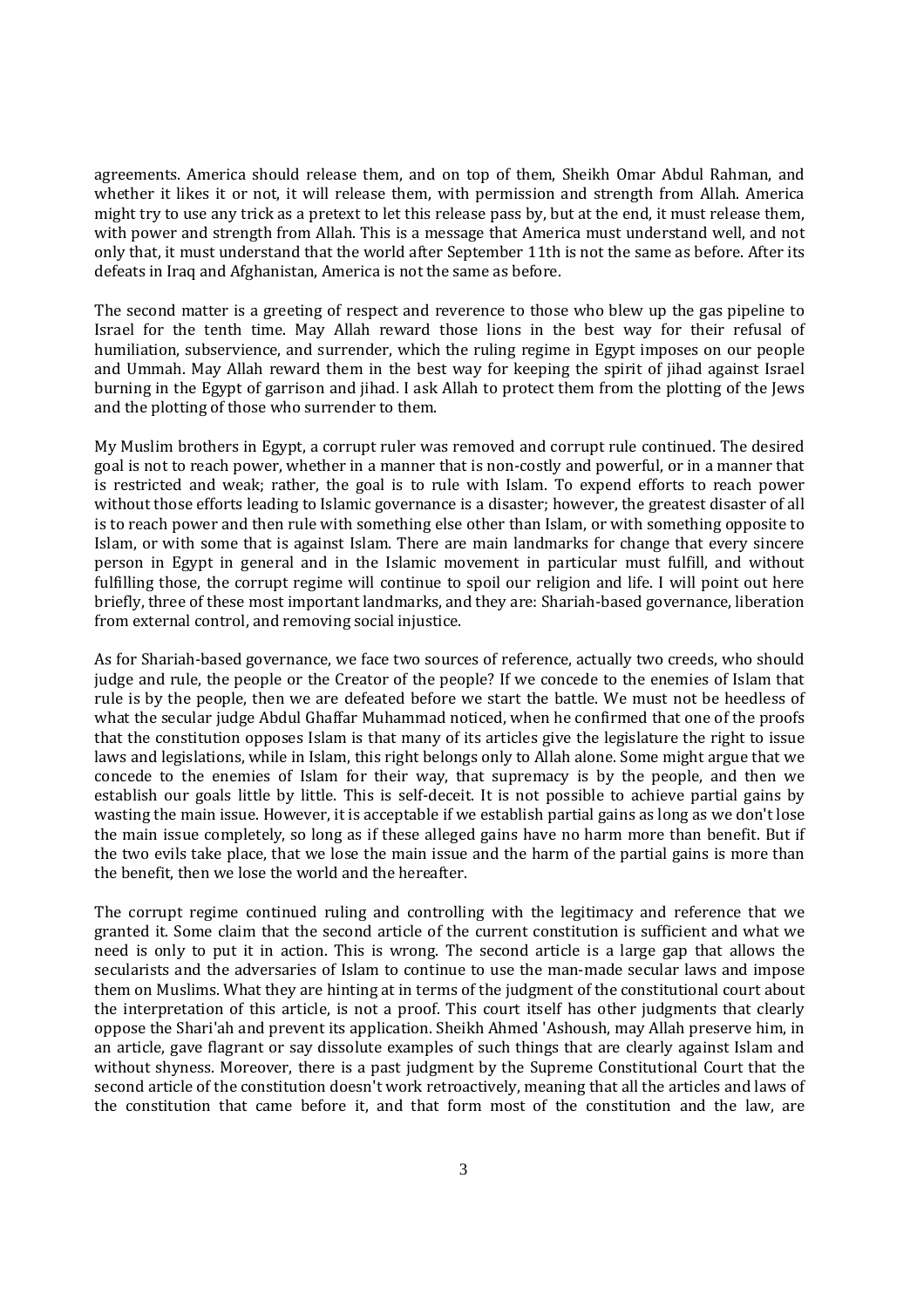agreements. America should release them, and on top of them, Sheikh Omar Abdul Rahman, and whether it likes it or not, it will release them, with permission and strength from Allah. America might try to use any trick as a pretext to let this release pass by, but at the end, it must release them, with power and strength from Allah. This is a message that America must understand well, and not only that, it must understand that the world after September 11th is not the same as before. After its defeats in Iraq and Afghanistan, America is not the same as before.

The second matter is a greeting of respect and reverence to those who blew up the gas pipeline to Israel for the tenth time. May Allah reward those lions in the best way for their refusal of humiliation, subservience, and surrender, which the ruling regime in Egypt imposes on our people and Ummah. May Allah reward them in the best way for keeping the spirit of jihad against Israel burning in the Egypt of garrison and jihad. I ask Allah to protect them from the plotting of the Jews and the plotting of those who surrender to them.

My Muslim brothers in Egypt, a corrupt ruler was removed and corrupt rule continued. The desired goal is not to reach power, whether in a manner that is non-costly and powerful, or in a manner that is restricted and weak; rather, the goal is to rule with Islam. To expend efforts to reach power without those efforts leading to Islamic governance is a disaster; however, the greatest disaster of all is to reach power and then rule with something else other than Islam, or with something opposite to Islam, or with some that is against Islam. There are main landmarks for change that every sincere person in Egypt in general and in the Islamic movement in particular must fulfill, and without fulfilling those, the corrupt regime will continue to spoil our religion and life. I will point out here briefly, three of these most important landmarks, and they are: Shariah-based governance, liberation from external control, and removing social injustice.

As for Shariah-based governance, we face two sources of reference, actually two creeds, who should judge and rule, the people or the Creator of the people? If we concede to the enemies of Islam that rule is by the people, then we are defeated before we start the battle. We must not be heedless of what the secular judge Abdul Ghaffar Muhammad noticed, when he confirmed that one of the proofs that the constitution opposes Islam is that many of its articles give the legislature the right to issue laws and legislations, while in Islam, this right belongs only to Allah alone. Some might argue that we concede to the enemies of Islam for their way, that supremacy is by the people, and then we establish our goals little by little. This is self-deceit. It is not possible to achieve partial gains by wasting the main issue. However, it is acceptable if we establish partial gains as long as we don't lose the main issue completely, so long as if these alleged gains have no harm more than benefit. But if the two evils take place, that we lose the main issue and the harm of the partial gains is more than the benefit, then we lose the world and the hereafter.

The corrupt regime continued ruling and controlling with the legitimacy and reference that we granted it. Some claim that the second article of the current constitution is sufficient and what we need is only to put it in action. This is wrong. The second article is a large gap that allows the secularists and the adversaries of Islam to continue to use the man-made secular laws and impose them on Muslims. What they are hinting at in terms of the judgment of the constitutional court about the interpretation of this article, is not a proof. This court itself has other judgments that clearly oppose the Shari'ah and prevent its application. Sheikh Ahmed 'Ashoush, may Allah preserve him, in an article, gave flagrant or say dissolute examples of such things that are clearly against Islam and without shyness. Moreover, there is a past judgment by the Supreme Constitutional Court that the second article of the constitution doesn't work retroactively, meaning that all the articles and laws of the constitution that came before it, and that form most of the constitution and the law, are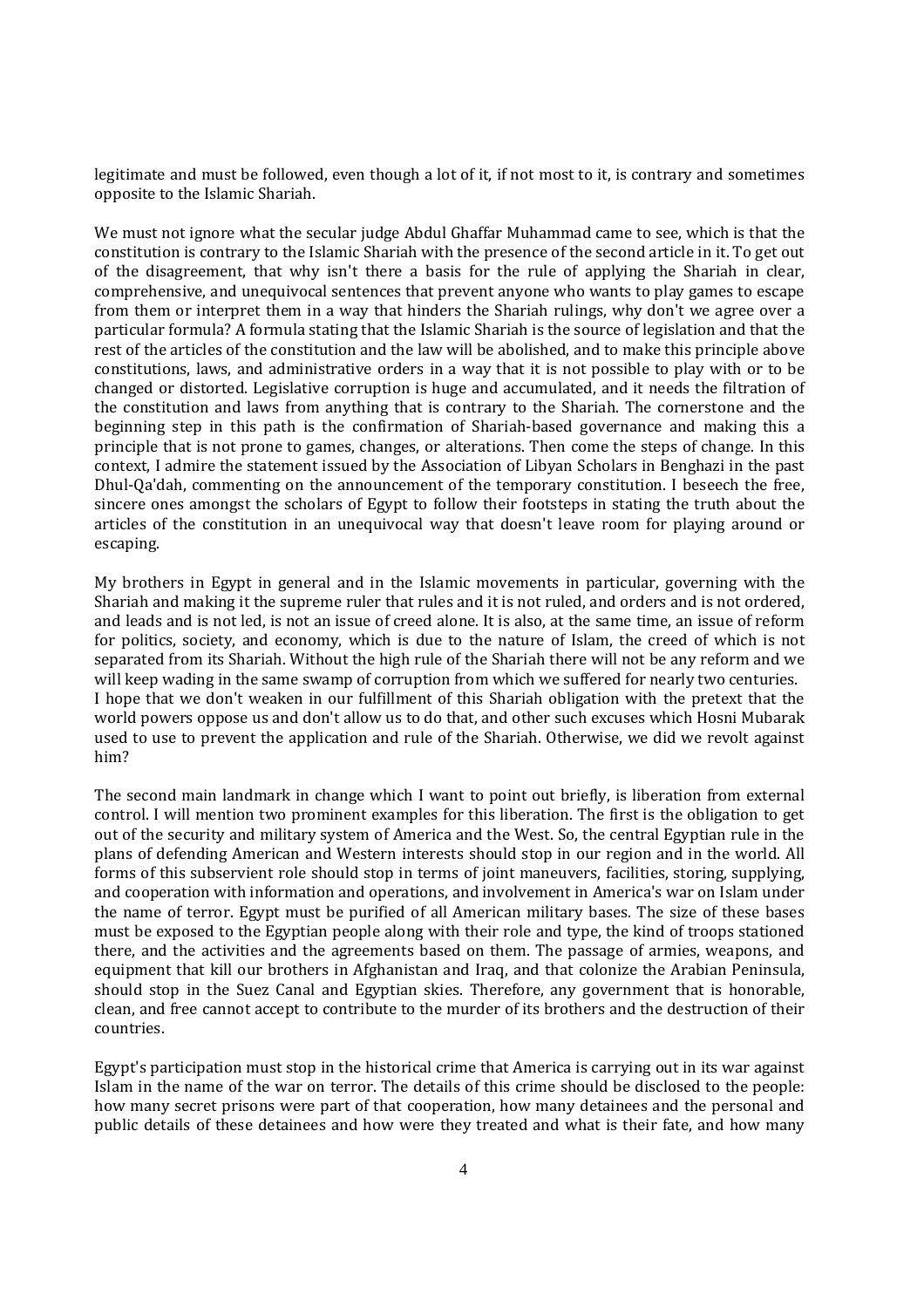legitimate and must be followed, even though a lot of it, if not most to it, is contrary and sometimes opposite to the Islamic Shariah.

We must not ignore what the secular judge Abdul Ghaffar Muhammad came to see, which is that the constitution is contrary to the Islamic Shariah with the presence of the second article in it. To get out of the disagreement, that why isn't there a basis for the rule of applying the Shariah in clear, comprehensive, and unequivocal sentences that prevent anyone who wants to play games to escape from them or interpret them in a way that hinders the Shariah rulings, why don't we agree over a particular formula? A formula stating that the Islamic Shariah is the source of legislation and that the rest of the articles of the constitution and the law will be abolished, and to make this principle above constitutions, laws, and administrative orders in a way that it is not possible to play with or to be changed or distorted. Legislative corruption is huge and accumulated, and it needs the filtration of the constitution and laws from anything that is contrary to the Shariah. The cornerstone and the beginning step in this path is the confirmation of Shariah-based governance and making this a principle that is not prone to games, changes, or alterations. Then come the steps of change. In this context, I admire the statement issued by the Association of Libyan Scholars in Benghazi in the past Dhul-Qa'dah, commenting on the announcement of the temporary constitution. I beseech the free, sincere ones amongst the scholars of Egypt to follow their footsteps in stating the truth about the articles of the constitution in an unequivocal way that doesn't leave room for playing around or escaping.

My brothers in Egypt in general and in the Islamic movements in particular, governing with the Shariah and making it the supreme ruler that rules and it is not ruled, and orders and is not ordered, and leads and is not led, is not an issue of creed alone. It is also, at the same time, an issue of reform for politics, society, and economy, which is due to the nature of Islam, the creed of which is not separated from its Shariah. Without the high rule of the Shariah there will not be any reform and we will keep wading in the same swamp of corruption from which we suffered for nearly two centuries.
I hope that we don't weaken in our fulfillment of this Shariah obligation with the pretext that the world powers oppose us and don't allow us to do that, and other such excuses which Hosni Mubarak used to use to prevent the application and rule of the Shariah. Otherwise, we did we revolt against him?

The second main landmark in change which I want to point out briefly, is liberation from external control. I will mention two prominent examples for this liberation. The first is the obligation to get out of the security and military system of America and the West. So, the central Egyptian rule in the plans of defending American and Western interests should stop in our region and in the world. All forms of this subservient role should stop in terms of joint maneuvers, facilities, storing, supplying, and cooperation with information and operations, and involvement in America's war on Islam under the name of terror. Egypt must be purified of all American military bases. The size of these bases must be exposed to the Egyptian people along with their role and type, the kind of troops stationed there, and the activities and the agreements based on them. The passage of armies, weapons, and equipment that kill our brothers in Afghanistan and Iraq, and that colonize the Arabian Peninsula, should stop in the Suez Canal and Egyptian skies. Therefore, any government that is honorable, clean, and free cannot accept to contribute to the murder of its brothers and the destruction of their countries.

Egypt's participation must stop in the historical crime that America is carrying out in its war against Islam in the name of the war on terror. The details of this crime should be disclosed to the people: how many secret prisons were part of that cooperation, how many detainees and the personal and public details of these detainees and how were they treated and what is their fate, and how many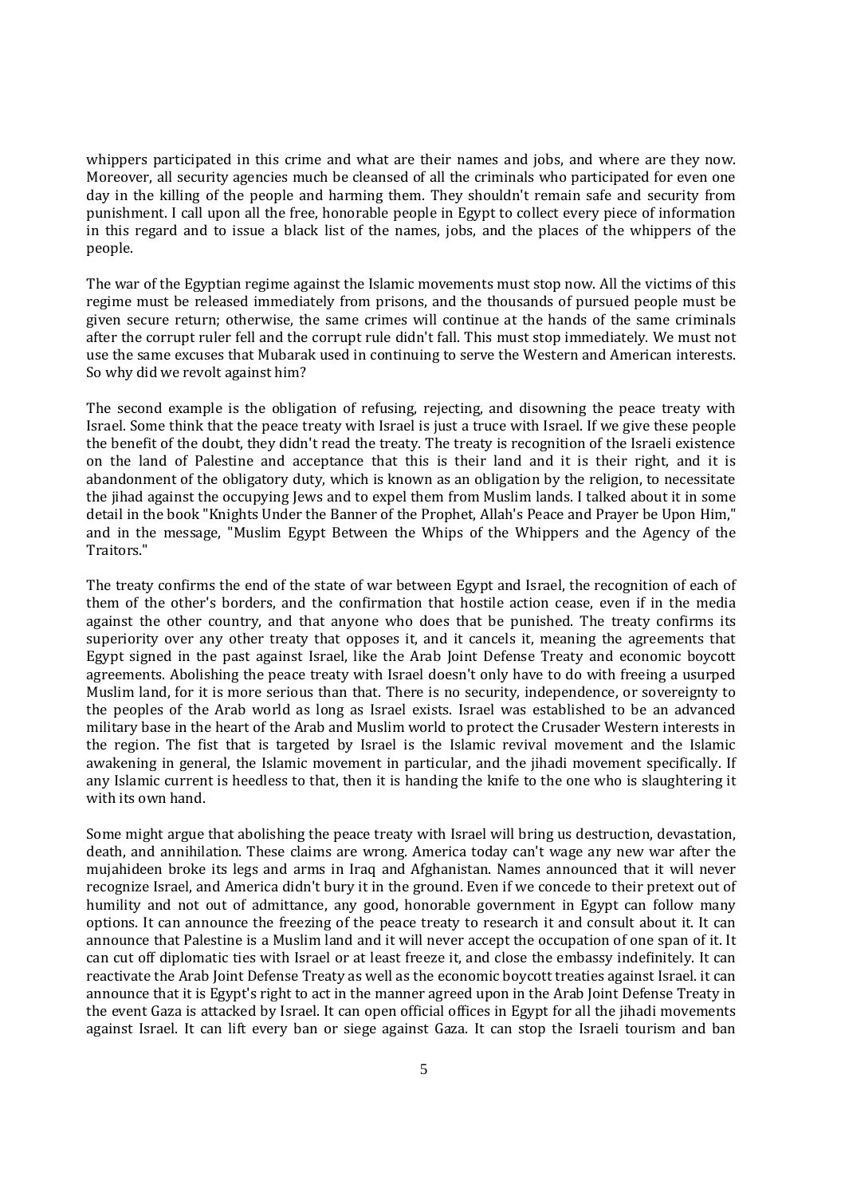whippers participated in this crime and what are their names and jobs, and where are they now. Moreover, all security agencies much be cleansed of all the criminals who participated for even one day in the killing of the people and harming them. They shouldn't remain safe and security from punishment. I call upon all the free, honorable people in Egypt to collect every piece of information in this regard and to issue a black list of the names, jobs, and the places of the whippers of the people.

The war of the Egyptian regime against the Islamic movements must stop now. All the victims of this regime must be released immediately from prisons, and the thousands of pursued people must be given secure return; otherwise, the same crimes will continue at the hands of the same criminals after the corrupt ruler fell and the corrupt rule didn't fall. This must stop immediately. We must not use the same excuses that Mubarak used in continuing to serve the Western and American interests. So why did we revolt against him?

The second example is the obligation of refusing, rejecting, and disowning the peace treaty with Israel. Some think that the peace treaty with Israel is just a truce with Israel. If we give these people the benefit of the doubt, they didn't read the treaty. The treaty is recognition of the Israeli existence on the land of Palestine and acceptance that this is their land and it is their right, and it is abandonment of the obligatory duty, which is known as an obligation by the religion, to necessitate the jihad against the occupying Jews and to expel them from Muslim lands. I talked about it in some detail in the book "Knights Under the Banner of the Prophet, Allah's Peace and Prayer be Upon Him," and in the message, "Muslim Egypt Between the Whips of the Whippers and the Agency of the Traitors."

The treaty confirms the end of the state of war between Egypt and Israel, the recognition of each of them of the other's borders, and the confirmation that hostile action cease, even if in the media against the other country, and that anyone who does that be punished. The treaty confirms its superiority over any other treaty that opposes it, and it cancels it, meaning the agreements that Egypt signed in the past against Israel, like the Arab Joint Defense Treaty and economic boycott agreements. Abolishing the peace treaty with Israel doesn't only have to do with freeing a usurped Muslim land, for it is more serious than that. There is no security, independence, or sovereignty to the peoples of the Arab world as long as Israel exists. Israel was established to be an advanced military base in the heart of the Arab and Muslim world to protect the Crusader Western interests in the region. The fist that is targeted by Israel is the Islamic revival movement and the Islamic awakening in general, the Islamic movement in particular, and the jihadi movement specifically. If any Islamic current is heedless to that, then it is handing the knife to the one who is slaughtering it with its own hand.

Some might argue that abolishing the peace treaty with Israel will bring us destruction, devastation, death, and annihilation. These claims are wrong. America today can't wage any new war after the mujahideen broke its legs and arms in Iraq and Afghanistan. Names announced that it will never recognize Israel, and America didn't bury it in the ground. Even if we concede to their pretext out of humility and not out of admittance, any good, honorable government in Egypt can follow many options. It can announce the freezing of the peace treaty to research it and consult about it. It can announce that Palestine is a Muslim land and it will never accept the occupation of one span of it. It can cut off diplomatic ties with Israel or at least freeze it, and close the embassy indefinitely. It can reactivate the Arab Joint Defense Treaty as well as the economic boycott treaties against Israel. it can announce that it is Egypt's right to act in the manner agreed upon in the Arab Joint Defense Treaty in the event Gaza is attacked by Israel. It can open official offices in Egypt for all the jihadi movements against Israel. It can lift every ban or siege against Gaza. It can stop the Israeli tourism and ban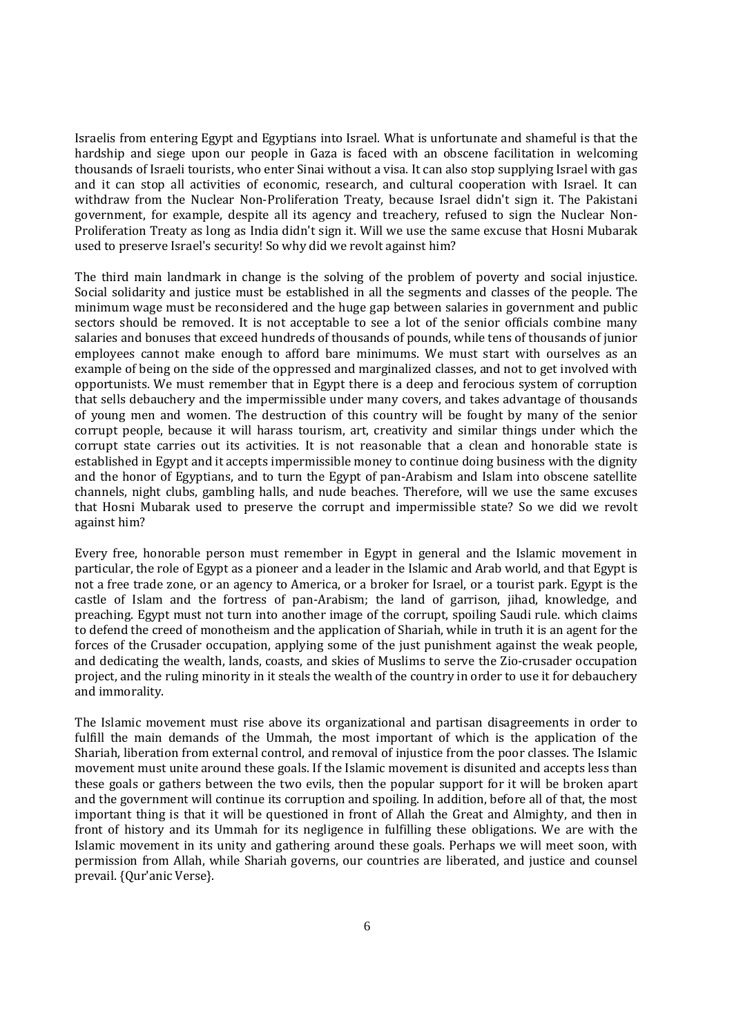Israelis from entering Egypt and Egyptians into Israel. What is unfortunate and shameful is that the hardship and siege upon our people in Gaza is faced with an obscene facilitation in welcoming thousands of Israeli tourists, who enter Sinai without a visa. It can also stop supplying Israel with gas and it can stop all activities of economic, research, and cultural cooperation with Israel. It can withdraw from the Nuclear Non-Proliferation Treaty, because Israel didn't sign it. The Pakistani government, for example, despite all its agency and treachery, refused to sign the Nuclear Non-Proliferation Treaty as long as India didn't sign it. Will we use the same excuse that Hosni Mubarak used to preserve Israel's security! So why did we revolt against him?

The third main landmark in change is the solving of the problem of poverty and social injustice. Social solidarity and justice must be established in all the segments and classes of the people. The minimum wage must be reconsidered and the huge gap between salaries in government and public sectors should be removed. It is not acceptable to see a lot of the senior officials combine many salaries and bonuses that exceed hundreds of thousands of pounds, while tens of thousands of junior employees cannot make enough to afford bare minimums. We must start with ourselves as an example of being on the side of the oppressed and marginalized classes, and not to get involved with opportunists. We must remember that in Egypt there is a deep and ferocious system of corruption that sells debauchery and the impermissible under many covers, and takes advantage of thousands of young men and women. The destruction of this country will be fought by many of the senior corrupt people, because it will harass tourism, art, creativity and similar things under which the corrupt state carries out its activities. It is not reasonable that a clean and honorable state is established in Egypt and it accepts impermissible money to continue doing business with the dignity and the honor of Egyptians, and to turn the Egypt of pan-Arabism and Islam into obscene satellite channels, night clubs, gambling halls, and nude beaches. Therefore, will we use the same excuses that Hosni Mubarak used to preserve the corrupt and impermissible state? So we did we revolt against him?

Every free, honorable person must remember in Egypt in general and the Islamic movement in particular, the role of Egypt as a pioneer and a leader in the Islamic and Arab world, and that Egypt is not a free trade zone, or an agency to America, or a broker for Israel, or a tourist park. Egypt is the castle of Islam and the fortress of pan-Arabism; the land of garrison, jihad, knowledge, and preaching. Egypt must not turn into another image of the corrupt, spoiling Saudi rule. which claims to defend the creed of monotheism and the application of Shariah, while in truth it is an agent for the forces of the Crusader occupation, applying some of the just punishment against the weak people, and dedicating the wealth, lands, coasts, and skies of Muslims to serve the Zio-crusader occupation project, and the ruling minority in it steals the wealth of the country in order to use it for debauchery and immorality.

The Islamic movement must rise above its organizational and partisan disagreements in order to fulfill the main demands of the Ummah, the most important of which is the application of the Shariah, liberation from external control, and removal of injustice from the poor classes. The Islamic movement must unite around these goals. If the Islamic movement is disunited and accepts less than these goals or gathers between the two evils, then the popular support for it will be broken apart and the government will continue its corruption and spoiling. In addition, before all of that, the most important thing is that it will be questioned in front of Allah the Great and Almighty, and then in front of history and its Ummah for its negligence in fulfilling these obligations. We are with the Islamic movement in its unity and gathering around these goals. Perhaps we will meet soon, with permission from Allah, while Shariah governs, our countries are liberated, and justice and counsel prevail. {Qur'anic Verse}.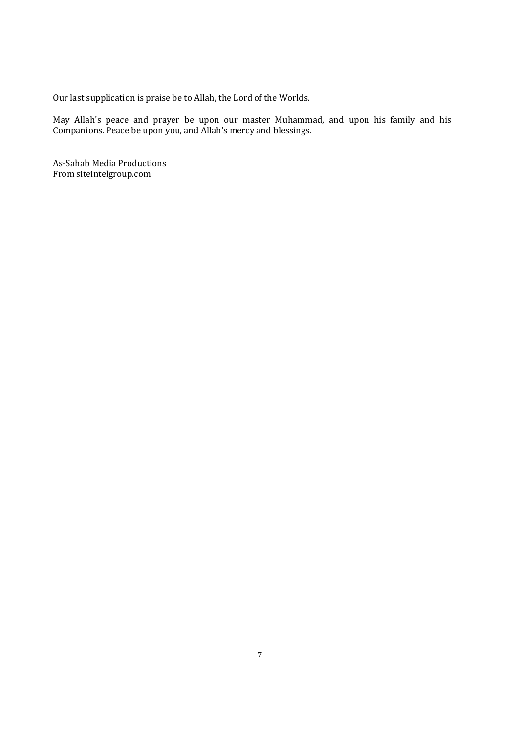Our last supplication is praise be to Allah, the Lord of the Worlds.

May Allah's peace and prayer be upon our master Muhammad, and upon his family and his Companions. Peace be upon you, and Allah's mercy and blessings.

As-Sahab Media Productions
From siteintelgroup.com